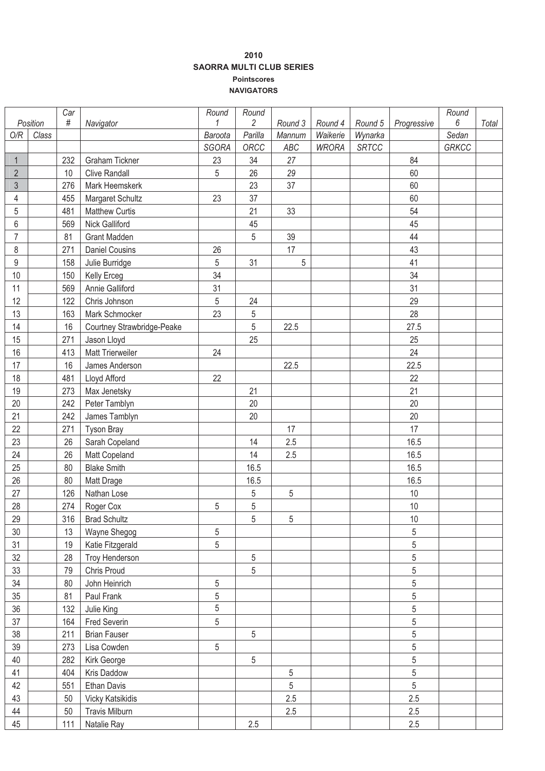**2010**

**SAORRA MULTI CLUB SERIES**

**Pointscores**

**NAVIGATORS**

| Position | | Car # | Navigator | Round 1 | Round 2 | Round 3 | Round 4 | Round 5 | Progressive | Round 6 | Total |
|---|---|---|---|---|---|---|---|---|---|---|---|
| O/R | Class | | | Baroota | Parilla | Mannum | Waikerie | Wynarka | | Sedan | |
| | | | | SGORA | ORCC | ABC | WRORA | SRTCC | | GRKCC | |
| 1 | | 232 | Graham Tickner | 23 | 34 | 27 | | | 84 | | |
| 2 | | 10 | Clive Randall | 5 | 26 | 29 | | | 60 | | |
| 3 | | 276 | Mark Heemskerk | | 23 | 37 | | | 60 | | |
| 4 | | 455 | Margaret Schultz | 23 | 37 | | | | 60 | | |
| 5 | | 481 | Matthew Curtis | | 21 | 33 | | | 54 | | |
| 6 | | 569 | Nick Galliford | | 45 | | | | 45 | | |
| 7 | | 81 | Grant Madden | | 5 | 39 | | | 44 | | |
| 8 | | 271 | Daniel Cousins | 26 | | 17 | | | 43 | | |
| 9 | | 158 | Julie Burridge | 5 | 31 | 5 | | | 41 | | |
| 10 | | 150 | Kelly Erceg | 34 | | | | | 34 | | |
| 11 | | 569 | Annie Galliford | 31 | | | | | 31 | | |
| 12 | | 122 | Chris Johnson | 5 | 24 | | | | 29 | | |
| 13 | | 163 | Mark Schmocker | 23 | 5 | | | | 28 | | |
| 14 | | 16 | Courtney Strawbridge-Peake | | 5 | 22.5 | | | 27.5 | | |
| 15 | | 271 | Jason Lloyd | | 25 | | | | 25 | | |
| 16 | | 413 | Matt Trierweiler | 24 | | | | | 24 | | |
| 17 | | 16 | James Anderson | | | 22.5 | | | 22.5 | | |
| 18 | | 481 | Lloyd Afford | 22 | | | | | 22 | | |
| 19 | | 273 | Max Jenetsky | | 21 | | | | 21 | | |
| 20 | | 242 | Peter Tamblyn | | 20 | | | | 20 | | |
| 21 | | 242 | James Tamblyn | | 20 | | | | 20 | | |
| 22 | | 271 | Tyson Bray | | | 17 | | | 17 | | |
| 23 | | 26 | Sarah Copeland | | 14 | 2.5 | | | 16.5 | | |
| 24 | | 26 | Matt Copeland | | 14 | 2.5 | | | 16.5 | | |
| 25 | | 80 | Blake Smith | | 16.5 | | | | 16.5 | | |
| 26 | | 80 | Matt Drage | | 16.5 | | | | 16.5 | | |
| 27 | | 126 | Nathan Lose | | 5 | 5 | | | 10 | | |
| 28 | | 274 | Roger Cox | 5 | 5 | | | | 10 | | |
| 29 | | 316 | Brad Schultz | | 5 | 5 | | | 10 | | |
| 30 | | 13 | Wayne Shegog | 5 | | | | | 5 | | |
| 31 | | 19 | Katie Fitzgerald | 5 | | | | | 5 | | |
| 32 | | 28 | Troy Henderson | | 5 | | | | 5 | | |
| 33 | | 79 | Chris Proud | | 5 | | | | 5 | | |
| 34 | | 80 | John Heinrich | 5 | | | | | 5 | | |
| 35 | | 81 | Paul Frank | 5 | | | | | 5 | | |
| 36 | | 132 | Julie King | 5 | | | | | 5 | | |
| 37 | | 164 | Fred Severin | 5 | | | | | 5 | | |
| 38 | | 211 | Brian Fauser | | 5 | | | | 5 | | |
| 39 | | 273 | Lisa Cowden | 5 | | | | | 5 | | |
| 40 | | 282 | Kirk George | | 5 | | | | 5 | | |
| 41 | | 404 | Kris Daddow | | | 5 | | | 5 | | |
| 42 | | 551 | Ethan Davis | | | 5 | | | 5 | | |
| 43 | | 50 | Vicky Katsikidis | | | 2.5 | | | 2.5 | | |
| 44 | | 50 | Travis Milburn | | | 2.5 | | | 2.5 | | |
| 45 | | 111 | Natalie Ray | | 2.5 | | | | 2.5 | | |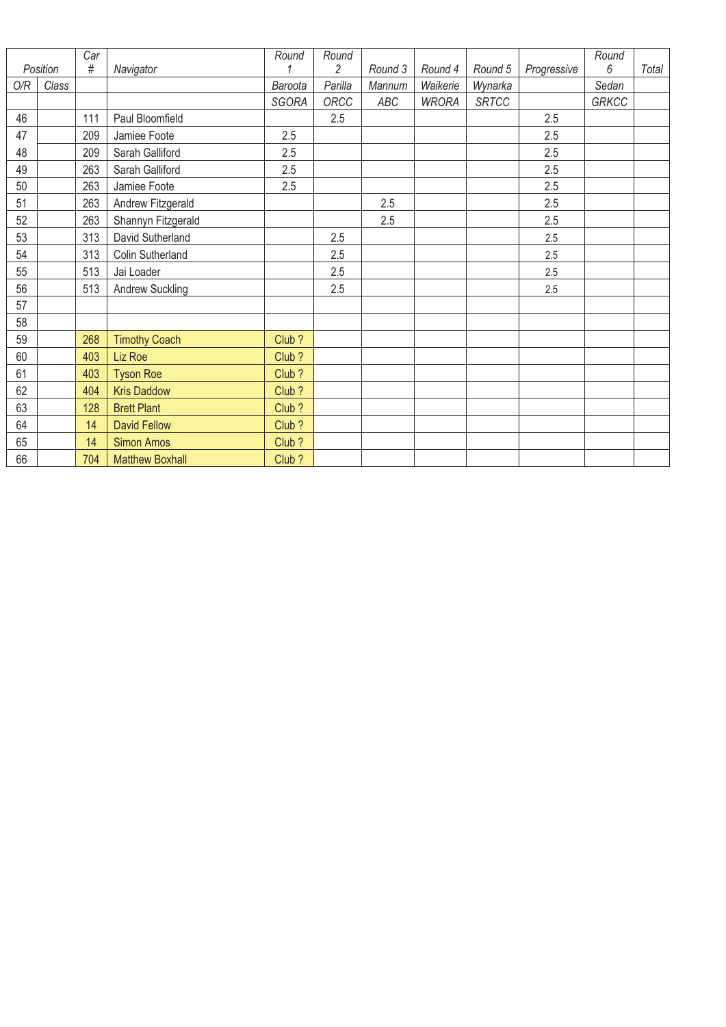| Position | | Car # | Navigator | Round 1 | Round 2 | Round 3 | Round 4 | Round 5 | Progressive | Round 6 | Total |
|---|---|---|---|---|---|---|---|---|---|---|---|
| O/R | Class | | | Baroota | Parilla | Mannum | Waikerie | Wynarka | | Sedan | |
| | | | | SGORA | ORCC | ABC | WRORA | SRTCC | | GRKCC | |
| 46 | | 111 | Paul Bloomfield | | 2.5 | | | | 2.5 | | |
| 47 | | 209 | Jamiee Foote | 2.5 | | | | | 2.5 | | |
| 48 | | 209 | Sarah Galliford | 2.5 | | | | | 2.5 | | |
| 49 | | 263 | Sarah Galliford | 2.5 | | | | | 2.5 | | |
| 50 | | 263 | Jamiee Foote | 2.5 | | | | | 2.5 | | |
| 51 | | 263 | Andrew Fitzgerald | | | 2.5 | | | 2.5 | | |
| 52 | | 263 | Shannyn Fitzgerald | | | 2.5 | | | 2.5 | | |
| 53 | | 313 | David Sutherland | | 2.5 | | | | 2.5 | | |
| 54 | | 313 | Colin Sutherland | | 2.5 | | | | 2.5 | | |
| 55 | | 513 | Jai Loader | | 2.5 | | | | 2.5 | | |
| 56 | | 513 | Andrew Suckling | | 2.5 | | | | 2.5 | | |
| 57 | | | | | | | | | | | |
| 58 | | | | | | | | | | | |
| 59 | | 268 | Timothy Coach | Club ? | | | | | | | |
| 60 | | 403 | Liz Roe | Club ? | | | | | | | |
| 61 | | 403 | Tyson Roe | Club ? | | | | | | | |
| 62 | | 404 | Kris Daddow | Club ? | | | | | | | |
| 63 | | 128 | Brett Plant | Club ? | | | | | | | |
| 64 | | 14 | David Fellow | Club ? | | | | | | | |
| 65 | | 14 | Simon Amos | Club ? | | | | | | | |
| 66 | | 704 | Matthew Boxhall | Club ? | | | | | | | |